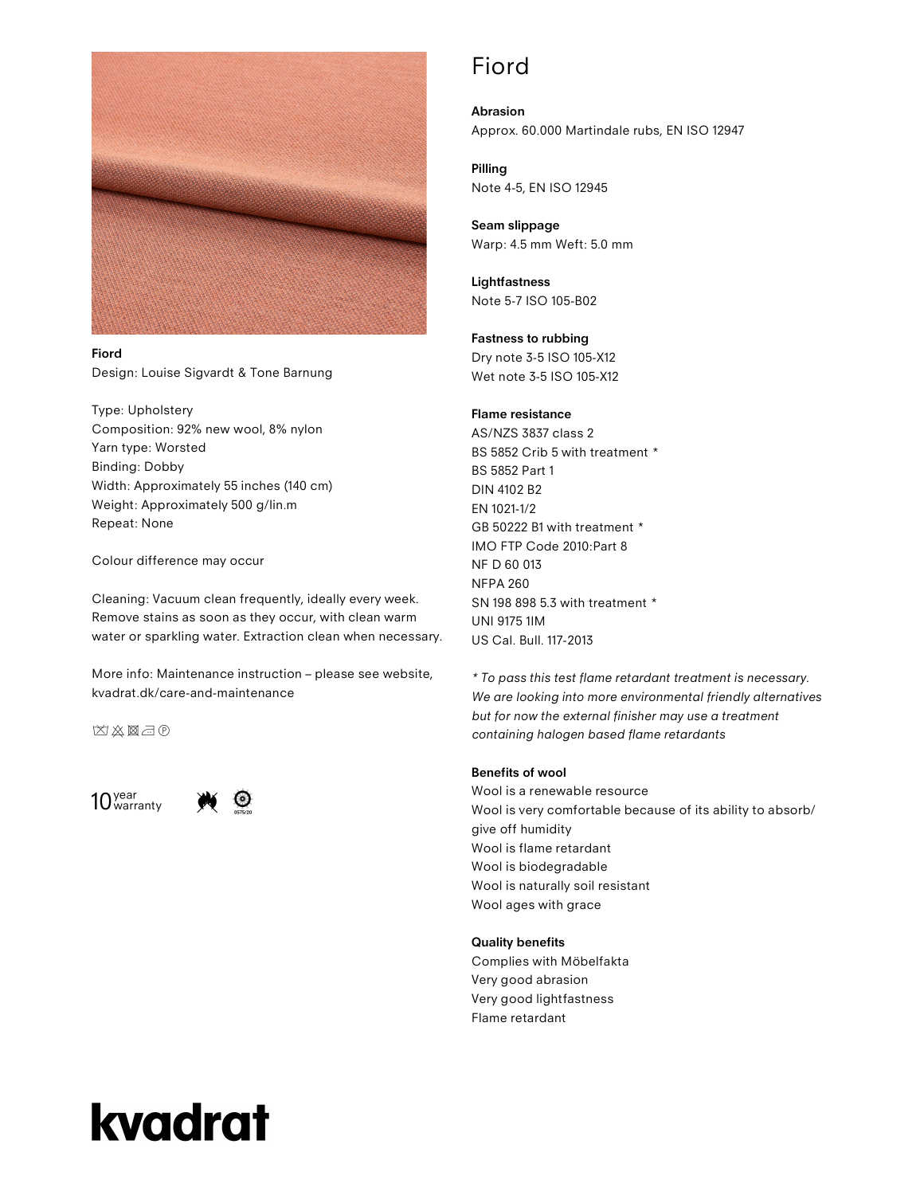# Fiord

**Fiord**
Design: Louise Sigvardt & Tone Barnung

Type: Upholstery
Composition: 92% new wool, 8% nylon
Yarn type: Worsted
Binding: Dobby
Width: Approximately 55 inches (140 cm)
Weight: Approximately 500 g/lin.m
Repeat: None

Colour difference may occur

Cleaning: Vacuum clean frequently, ideally every week. Remove stains as soon as they occur, with clean warm water or sparkling water. Extraction clean when necessary.

More info: Maintenance instruction – please see website, kvadrat.dk/care-and-maintenance

10 year warranty

**Abrasion**
Approx. 60.000 Martindale rubs, EN ISO 12947

**Pilling**
Note 4-5, EN ISO 12945

**Seam slippage**
Warp: 4.5 mm Weft: 5.0 mm

**Lightfastness**
Note 5-7 ISO 105-B02

**Fastness to rubbing**
Dry note 3-5 ISO 105-X12
Wet note 3-5 ISO 105-X12

**Flame resistance**
AS/NZS 3837 class 2
BS 5852 Crib 5 with treatment *
BS 5852 Part 1
DIN 4102 B2
EN 1021-1/2
GB 50222 B1 with treatment *
IMO FTP Code 2010:Part 8
NF D 60 013
NFPA 260
SN 198 898 5.3 with treatment *
UNI 9175 1IM
US Cal. Bull. 117-2013

*\* To pass this test flame retardant treatment is necessary. We are looking into more environmental friendly alternatives but for now the external finisher may use a treatment containing halogen based flame retardants*

**Benefits of wool**
Wool is a renewable resource
Wool is very comfortable because of its ability to absorb/give off humidity
Wool is flame retardant
Wool is biodegradable
Wool is naturally soil resistant
Wool ages with grace

**Quality benefits**
Complies with Möbelfakta
Very good abrasion
Very good lightfastness
Flame retardant

kvadrat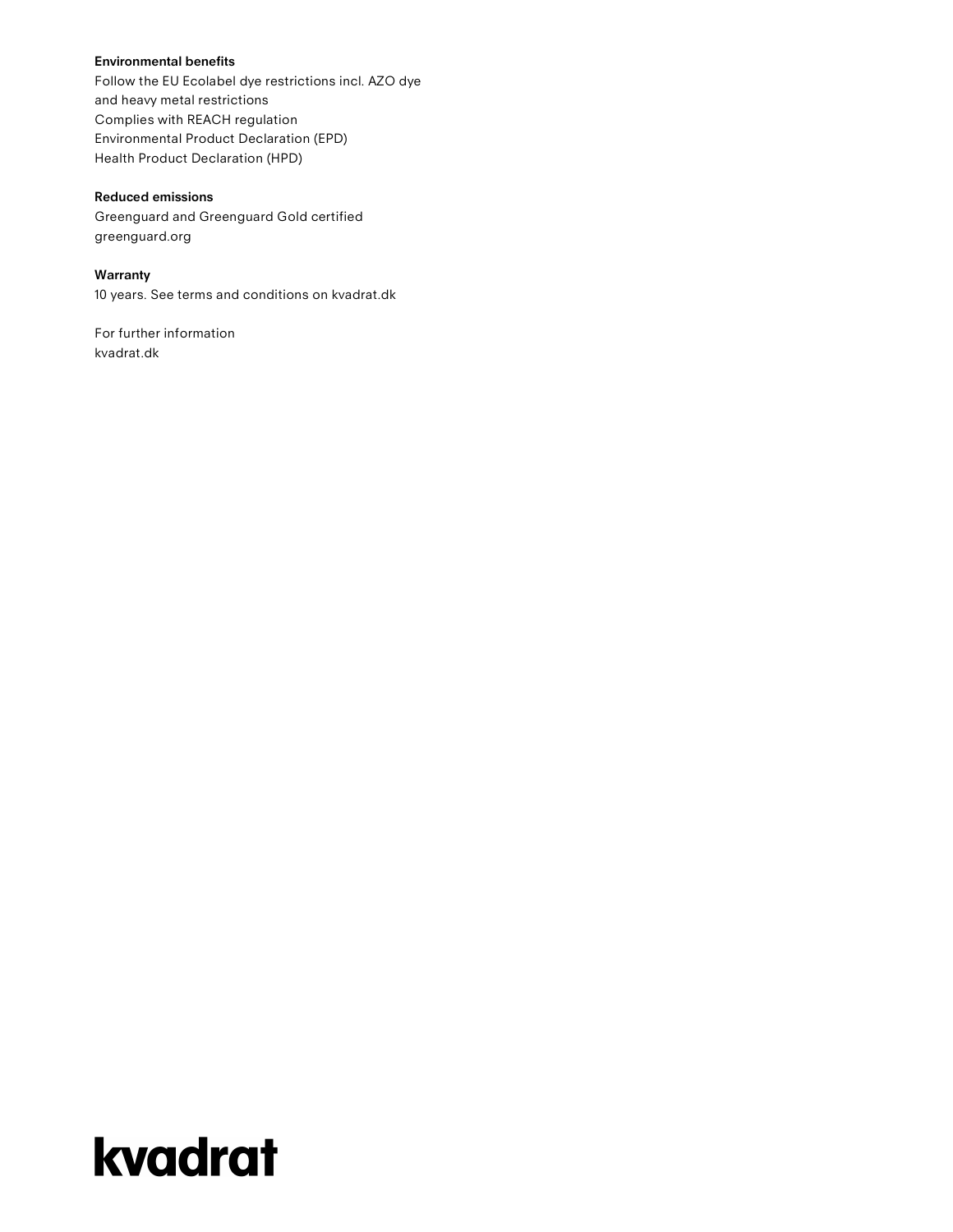**Environmental benefits**
Follow the EU Ecolabel dye restrictions incl. AZO dye and heavy metal restrictions
Complies with REACH regulation
Environmental Product Declaration (EPD)
Health Product Declaration (HPD)

**Reduced emissions**
Greenguard and Greenguard Gold certified
greenguard.org

**Warranty**
10 years. See terms and conditions on kvadrat.dk

For further information
kvadrat.dk

kvadrat